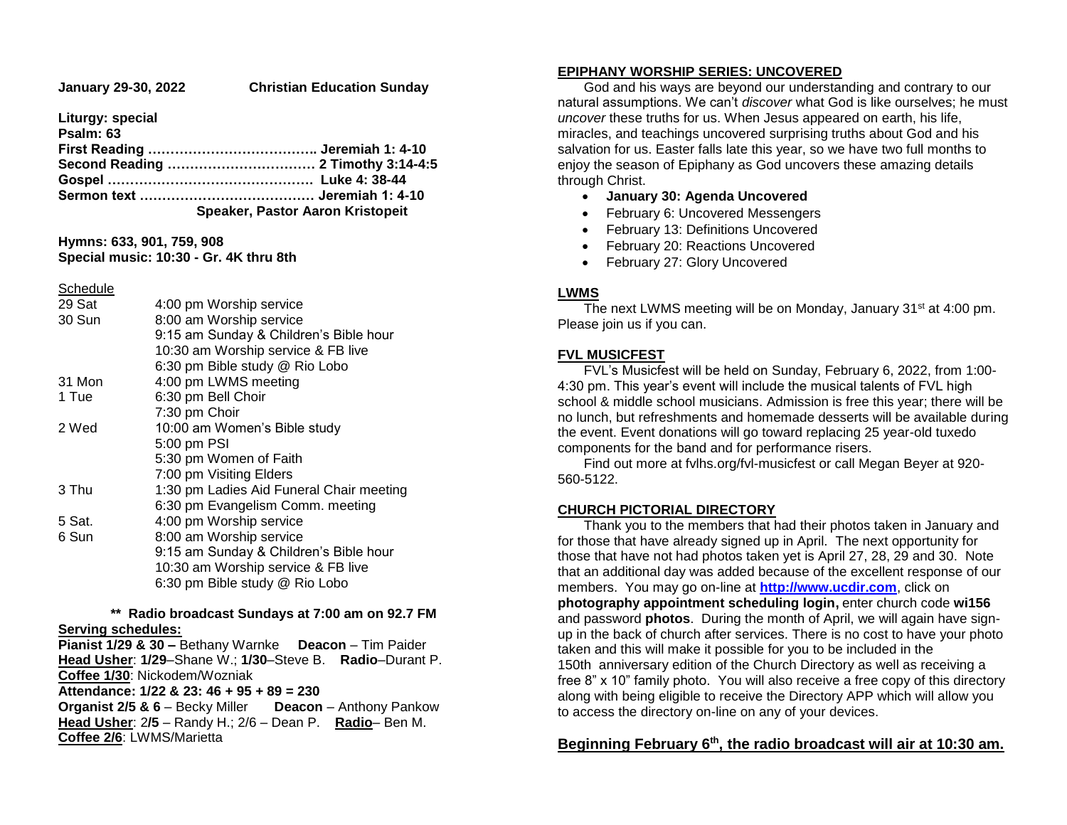**January 29-30, 2022 Christian Education Sunday**

**Liturgy: special**
**Psalm: 63**
**First Reading ……………………………….. Jeremiah 1: 4-10**
**Second Reading …………………………… 2 Timothy 3:14-4:5**
**Gospel ………………………………………. Luke 4: 38-44**
**Sermon text ………………………………… Jeremiah 1: 4-10**
**Speaker, Pastor Aaron Kristopeit**

**Hymns: 633, 901, 759, 908**
**Special music: 10:30 - Gr. 4K thru 8th**

Schedule

| | |
|---|---|
| 29 Sat | 4:00 pm Worship service |
| 30 Sun | 8:00 am Worship service |
| | 9:15 am Sunday & Children's Bible hour |
| | 10:30 am Worship service & FB live |
| | 6:30 pm Bible study @ Rio Lobo |
| 31 Mon | 4:00 pm LWMS meeting |
| 1 Tue | 6:30 pm Bell Choir |
| | 7:30 pm Choir |
| 2 Wed | 10:00 am Women's Bible study |
| | 5:00 pm PSI |
| | 5:30 pm Women of Faith |
| | 7:00 pm Visiting Elders |
| 3 Thu | 1:30 pm Ladies Aid Funeral Chair meeting |
| | 6:30 pm Evangelism Comm. meeting |
| 5 Sat. | 4:00 pm Worship service |
| 6 Sun | 8:00 am Worship service |
| | 9:15 am Sunday & Children's Bible hour |
| | 10:30 am Worship service & FB live |
| | 6:30 pm Bible study @ Rio Lobo |

**\*\* Radio broadcast Sundays at 7:00 am on 92.7 FM**

**Serving schedules:**

**Pianist 1/29 & 30 –** Bethany Warnke **Deacon** – Tim Paider
**Head Usher**: **1/29**–Shane W.; **1/30**–Steve B. **Radio**–Durant P.
**Coffee 1/30**: Nickodem/Wozniak
**Attendance: 1/22 & 23: 46 + 95 + 89 = 230**
**Organist 2/5 & 6** – Becky Miller **Deacon** – Anthony Pankow
**Head Usher**: 2/**5** – Randy H.; 2/6 – Dean P. **Radio**– Ben M.
**Coffee 2/6**: LWMS/Marietta

## EPIPHANY WORSHIP SERIES: UNCOVERED

God and his ways are beyond our understanding and contrary to our natural assumptions. We can't *discover* what God is like ourselves; he must *uncover* these truths for us. When Jesus appeared on earth, his life, miracles, and teachings uncovered surprising truths about God and his salvation for us. Easter falls late this year, so we have two full months to enjoy the season of Epiphany as God uncovers these amazing details through Christ.

- **January 30: Agenda Uncovered**
- February 6: Uncovered Messengers
- February 13: Definitions Uncovered
- February 20: Reactions Uncovered
- February 27: Glory Uncovered

## LWMS

The next LWMS meeting will be on Monday, January 31st at 4:00 pm. Please join us if you can.

## FVL MUSICFEST

FVL's Musicfest will be held on Sunday, February 6, 2022, from 1:00-4:30 pm. This year's event will include the musical talents of FVL high school & middle school musicians. Admission is free this year; there will be no lunch, but refreshments and homemade desserts will be available during the event. Event donations will go toward replacing 25 year-old tuxedo components for the band and for performance risers.

Find out more at fvlhs.org/fvl-musicfest or call Megan Beyer at 920-560-5122.

## CHURCH PICTORIAL DIRECTORY

Thank you to the members that had their photos taken in January and for those that have already signed up in April. The next opportunity for those that have not had photos taken yet is April 27, 28, 29 and 30. Note that an additional day was added because of the excellent response of our members. You may go on-line at **http://www.ucdir.com**, click on **photography appointment scheduling login,** enter church code **wi156** and password **photos**. During the month of April, we will again have sign-up in the back of church after services. There is no cost to have your photo taken and this will make it possible for you to be included in the 150th anniversary edition of the Church Directory as well as receiving a free 8" x 10" family photo. You will also receive a free copy of this directory along with being eligible to receive the Directory APP which will allow you to access the directory on-line on any of your devices.

**Beginning February 6th, the radio broadcast will air at 10:30 am.**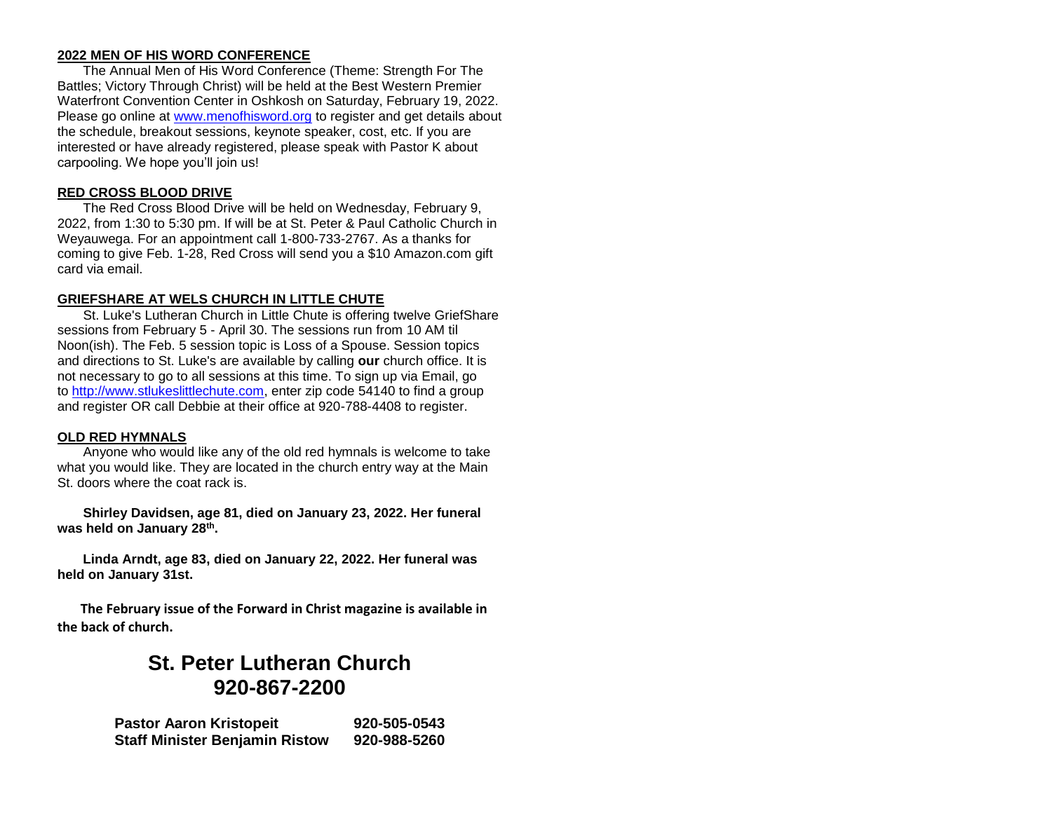**2022 MEN OF HIS WORD CONFERENCE**

The Annual Men of His Word Conference (Theme: Strength For The Battles; Victory Through Christ) will be held at the Best Western Premier Waterfront Convention Center in Oshkosh on Saturday, February 19, 2022. Please go online at www.menofhisword.org to register and get details about the schedule, breakout sessions, keynote speaker, cost, etc. If you are interested or have already registered, please speak with Pastor K about carpooling. We hope you'll join us!

**RED CROSS BLOOD DRIVE**

The Red Cross Blood Drive will be held on Wednesday, February 9, 2022, from 1:30 to 5:30 pm. If will be at St. Peter & Paul Catholic Church in Weyauwega. For an appointment call 1-800-733-2767. As a thanks for coming to give Feb. 1-28, Red Cross will send you a $10 Amazon.com gift card via email.

**GRIEFSHARE AT WELS CHURCH IN LITTLE CHUTE**

St. Luke's Lutheran Church in Little Chute is offering twelve GriefShare sessions from February 5 - April 30. The sessions run from 10 AM til Noon(ish). The Feb. 5 session topic is Loss of a Spouse. Session topics and directions to St. Luke's are available by calling **our** church office. It is not necessary to go to all sessions at this time. To sign up via Email, go to http://www.stlukeslittlechute.com, enter zip code 54140 to find a group and register OR call Debbie at their office at 920-788-4408 to register.

**OLD RED HYMNALS**

Anyone who would like any of the old red hymnals is welcome to take what you would like. They are located in the church entry way at the Main St. doors where the coat rack is.

**Shirley Davidsen, age 81, died on January 23, 2022. Her funeral was held on January 28th.**

**Linda Arndt, age 83, died on January 22, 2022. Her funeral was held on January 31st.**

**The February issue of the Forward in Christ magazine is available in the back of church.**

## St. Peter Lutheran Church
## 920-867-2200

**Pastor Aaron Kristopeit** **920-505-0543**
**Staff Minister Benjamin Ristow** **920-988-5260**